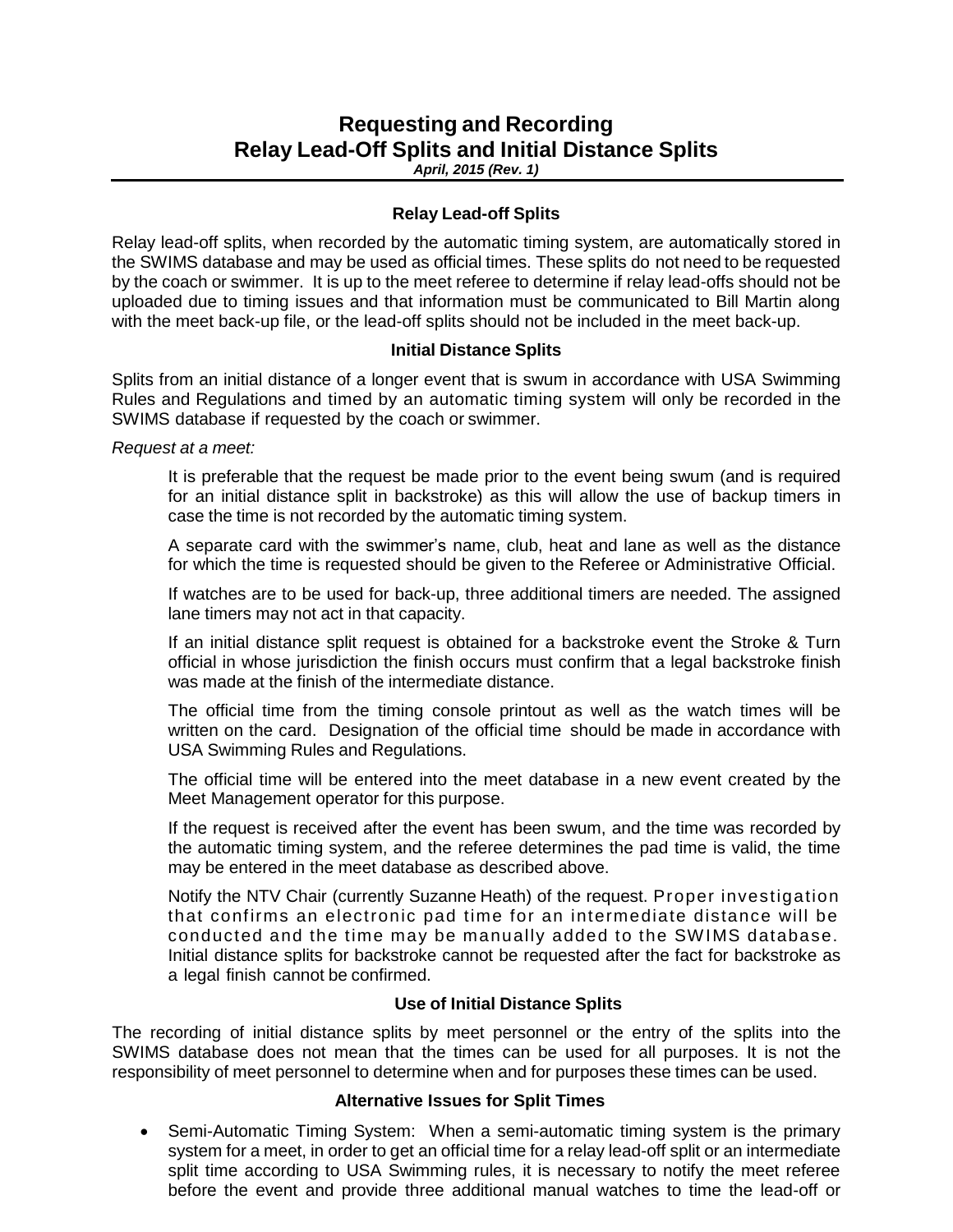# Requesting and Recording Relay Lead-Off Splits and Initial Distance Splits

***April, 2015 (Rev. 1)***

## Relay Lead-off Splits

Relay lead-off splits, when recorded by the automatic timing system, are automatically stored in the SWIMS database and may be used as official times. These splits do not need to be requested by the coach or swimmer. It is up to the meet referee to determine if relay lead-offs should not be uploaded due to timing issues and that information must be communicated to Bill Martin along with the meet back-up file, or the lead-off splits should not be included in the meet back-up.

## Initial Distance Splits

Splits from an initial distance of a longer event that is swum in accordance with USA Swimming Rules and Regulations and timed by an automatic timing system will only be recorded in the SWIMS database if requested by the coach or swimmer.

*Request at a meet:*

> It is preferable that the request be made prior to the event being swum (and is required for an initial distance split in backstroke) as this will allow the use of backup timers in case the time is not recorded by the automatic timing system.
>
> A separate card with the swimmer's name, club, heat and lane as well as the distance for which the time is requested should be given to the Referee or Administrative Official.
>
> If watches are to be used for back-up, three additional timers are needed. The assigned lane timers may not act in that capacity.
>
> If an initial distance split request is obtained for a backstroke event the Stroke & Turn official in whose jurisdiction the finish occurs must confirm that a legal backstroke finish was made at the finish of the intermediate distance.
>
> The official time from the timing console printout as well as the watch times will be written on the card. Designation of the official time should be made in accordance with USA Swimming Rules and Regulations.
>
> The official time will be entered into the meet database in a new event created by the Meet Management operator for this purpose.
>
> If the request is received after the event has been swum, and the time was recorded by the automatic timing system, and the referee determines the pad time is valid, the time may be entered in the meet database as described above.
>
> Notify the NTV Chair (currently Suzanne Heath) of the request. Proper investigation that confirms an electronic pad time for an intermediate distance will be conducted and the time may be manually added to the SWIMS database. Initial distance splits for backstroke cannot be requested after the fact for backstroke as a legal finish cannot be confirmed.

## Use of Initial Distance Splits

The recording of initial distance splits by meet personnel or the entry of the splits into the SWIMS database does not mean that the times can be used for all purposes. It is not the responsibility of meet personnel to determine when and for purposes these times can be used.

## Alternative Issues for Split Times

- Semi-Automatic Timing System: When a semi-automatic timing system is the primary system for a meet, in order to get an official time for a relay lead-off split or an intermediate split time according to USA Swimming rules, it is necessary to notify the meet referee before the event and provide three additional manual watches to time the lead-off or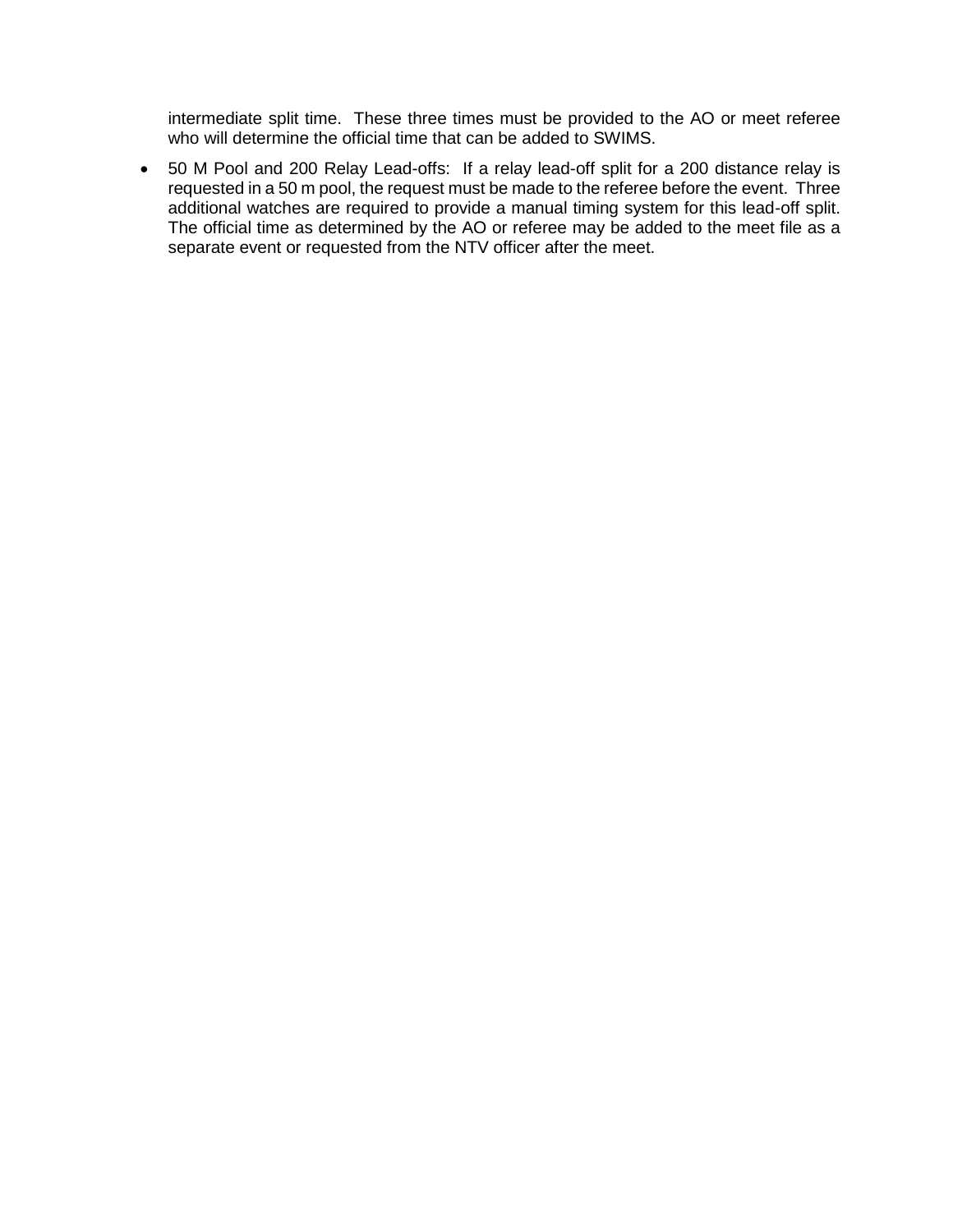intermediate split time. These three times must be provided to the AO or meet referee who will determine the official time that can be added to SWIMS.

- 50 M Pool and 200 Relay Lead-offs: If a relay lead-off split for a 200 distance relay is requested in a 50 m pool, the request must be made to the referee before the event. Three additional watches are required to provide a manual timing system for this lead-off split. The official time as determined by the AO or referee may be added to the meet file as a separate event or requested from the NTV officer after the meet.